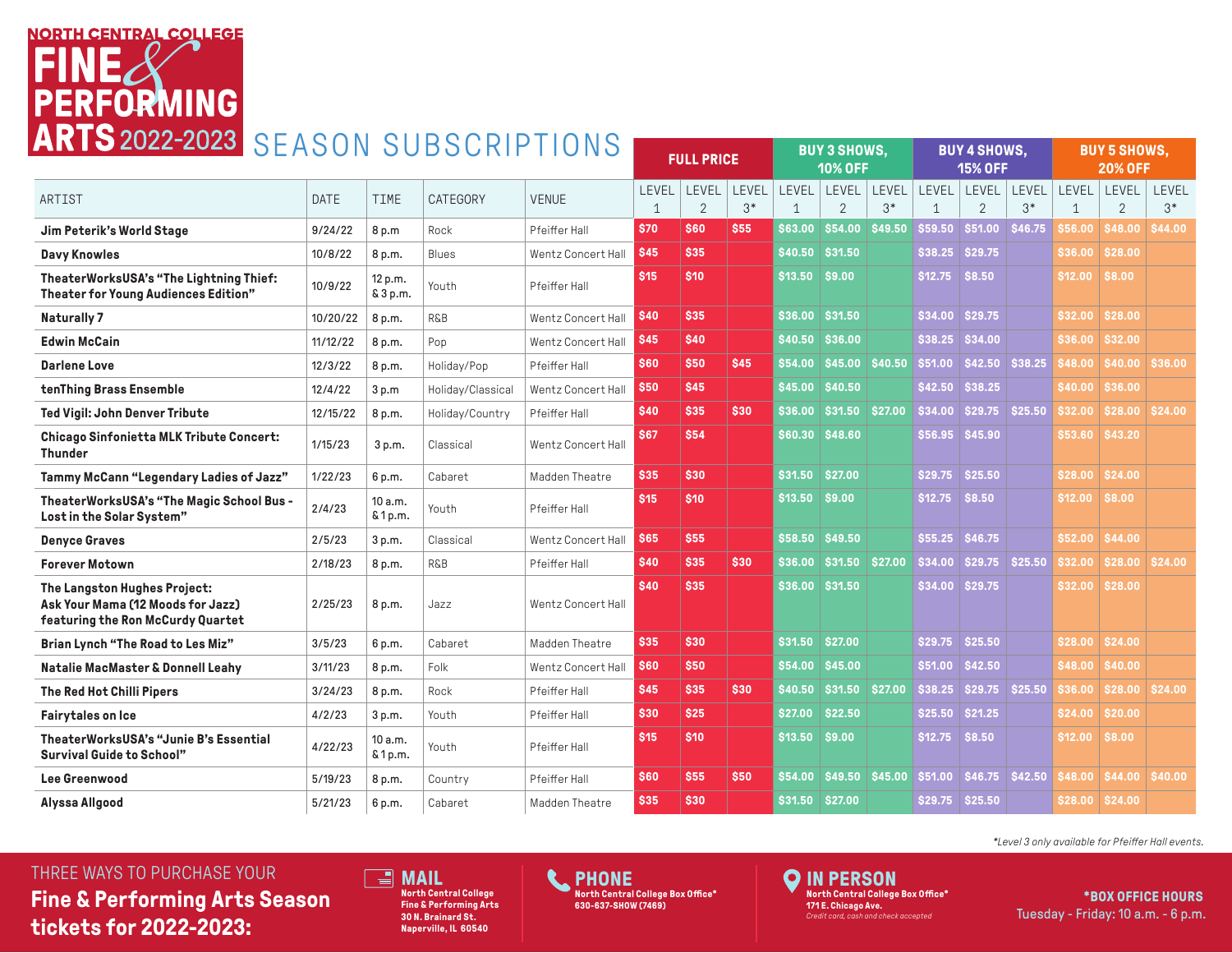# NORTH CENTRAL COLLEGE FINE & PERFORMING ARTS 2022-2023

## SEASON SUBSCRIPTIONS

| ARTIST | DATE | TIME | CATEGORY | VENUE | FULL PRICE | | | BUY 3 SHOWS, 10% OFF | | | BUY 4 SHOWS, 15% OFF | | | BUY 5 SHOWS, 20% OFF | | |
|---|---|---|---|---|---|---|---|---|---|---|---|---|---|---|---|---|
| | | | | | LEVEL 1 | LEVEL 2 | LEVEL 3* | LEVEL 1 | LEVEL 2 | LEVEL 3* | LEVEL 1 | LEVEL 2 | LEVEL 3* | LEVEL 1 | LEVEL 2 | LEVEL 3* |
| **Jim Peterik's World Stage** | 9/24/22 | 8 p.m | Rock | Pfeiffer Hall | $70 | $60 | $55 | $63.00 | $54.00 | $49.50 | $59.50 | $51.00 | $46.75 | $56.00 | $48.00 | $44.00 |
| **Davy Knowles** | 10/8/22 | 8 p.m. | Blues | Wentz Concert Hall | $45 | $35 | | $40.50 | $31.50 | | $38.25 | $29.75 | | $36.00 | $28.00 | |
| **TheaterWorksUSA's "The Lightning Thief: Theater for Young Audiences Edition"** | 10/9/22 | 12 p.m. & 3 p.m. | Youth | Pfeiffer Hall | $15 | $10 | | $13.50 | $9.00 | | $12.75 | $8.50 | | $12.00 | $8.00 | |
| **Naturally 7** | 10/20/22 | 8 p.m. | R&B | Wentz Concert Hall | $40 | $35 | | $36.00 | $31.50 | | $34.00 | $29.75 | | $32.00 | $28.00 | |
| **Edwin McCain** | 11/12/22 | 8 p.m. | Pop | Wentz Concert Hall | $45 | $40 | | $40.50 | $36.00 | | $38.25 | $34.00 | | $36.00 | $32.00 | |
| **Darlene Love** | 12/3/22 | 8 p.m. | Holiday/Pop | Pfeiffer Hall | $60 | $50 | $45 | $54.00 | $45.00 | $40.50 | $51.00 | $42.50 | $38.25 | $48.00 | $40.00 | $36.00 |
| **tenThing Brass Ensemble** | 12/4/22 | 3 p.m | Holiday/Classical | Wentz Concert Hall | $50 | $45 | | $45.00 | $40.50 | | $42.50 | $38.25 | | $40.00 | $36.00 | |
| **Ted Vigil: John Denver Tribute** | 12/15/22 | 8 p.m. | Holiday/Country | Pfeiffer Hall | $40 | $35 | $30 | $36.00 | $31.50 | $27.00 | $34.00 | $29.75 | $25.50 | $32.00 | $28.00 | $24.00 |
| **Chicago Sinfonietta MLK Tribute Concert: Thunder** | 1/15/23 | 3 p.m. | Classical | Wentz Concert Hall | $67 | $54 | | $60.30 | $48.60 | | $56.95 | $45.90 | | $53.60 | $43.20 | |
| **Tammy McCann "Legendary Ladies of Jazz"** | 1/22/23 | 6 p.m. | Cabaret | Madden Theatre | $35 | $30 | | $31.50 | $27.00 | | $29.75 | $25.50 | | $28.00 | $24.00 | |
| **TheaterWorksUSA's "The Magic School Bus - Lost in the Solar System"** | 2/4/23 | 10 a.m. & 1 p.m. | Youth | Pfeiffer Hall | $15 | $10 | | $13.50 | $9.00 | | $12.75 | $8.50 | | $12.00 | $8.00 | |
| **Denyce Graves** | 2/5/23 | 3 p.m. | Classical | Wentz Concert Hall | $65 | $55 | | $58.50 | $49.50 | | $55.25 | $46.75 | | $52.00 | $44.00 | |
| **Forever Motown** | 2/18/23 | 8 p.m. | R&B | Pfeiffer Hall | $40 | $35 | $30 | $36.00 | $31.50 | $27.00 | $34.00 | $29.75 | $25.50 | $32.00 | $28.00 | $24.00 |
| **The Langston Hughes Project: Ask Your Mama (12 Moods for Jazz) featuring the Ron McCurdy Quartet** | 2/25/23 | 8 p.m. | Jazz | Wentz Concert Hall | $40 | $35 | | $36.00 | $31.50 | | $34.00 | $29.75 | | $32.00 | $28.00 | |
| **Brian Lynch "The Road to Les Miz"** | 3/5/23 | 6 p.m. | Cabaret | Madden Theatre | $35 | $30 | | $31.50 | $27.00 | | $29.75 | $25.50 | | $28.00 | $24.00 | |
| **Natalie MacMaster & Donnell Leahy** | 3/11/23 | 8 p.m. | Folk | Wentz Concert Hall | $60 | $50 | | $54.00 | $45.00 | | $51.00 | $42.50 | | $48.00 | $40.00 | |
| **The Red Hot Chilli Pipers** | 3/24/23 | 8 p.m. | Rock | Pfeiffer Hall | $45 | $35 | $30 | $40.50 | $31.50 | $27.00 | $38.25 | $29.75 | $25.50 | $36.00 | $28.00 | $24.00 |
| **Fairytales on Ice** | 4/2/23 | 3 p.m. | Youth | Pfeiffer Hall | $30 | $25 | | $27.00 | $22.50 | | $25.50 | $21.25 | | $24.00 | $20.00 | |
| **TheaterWorksUSA's "Junie B's Essential Survival Guide to School"** | 4/22/23 | 10 a.m. & 1 p.m. | Youth | Pfeiffer Hall | $15 | $10 | | $13.50 | $9.00 | | $12.75 | $8.50 | | $12.00 | $8.00 | |
| **Lee Greenwood** | 5/19/23 | 8 p.m. | Country | Pfeiffer Hall | $60 | $55 | $50 | $54.00 | $49.50 | $45.00 | $51.00 | $46.75 | $42.50 | $48.00 | $44.00 | $40.00 |
| **Alyssa Allgood** | 5/21/23 | 6 p.m. | Cabaret | Madden Theatre | $35 | $30 | | $31.50 | $27.00 | | $29.75 | $25.50 | | $28.00 | $24.00 | |

*Level 3 only available for Pfeiffer Hall events.*

THREE WAYS TO PURCHASE YOUR **Fine & Performing Arts Season tickets for 2022-2023:**

**MAIL**
North Central College
Fine & Performing Arts
30 N. Brainard St.
Naperville, IL 60540

**PHONE**
North Central College Box Office*
630-637-SHOW (7469)

**IN PERSON**
North Central College Box Office*
171 E. Chicago Ave.
*Credit card, cash and check accepted*

**\*BOX OFFICE HOURS**
Tuesday - Friday: 10 a.m. - 6 p.m.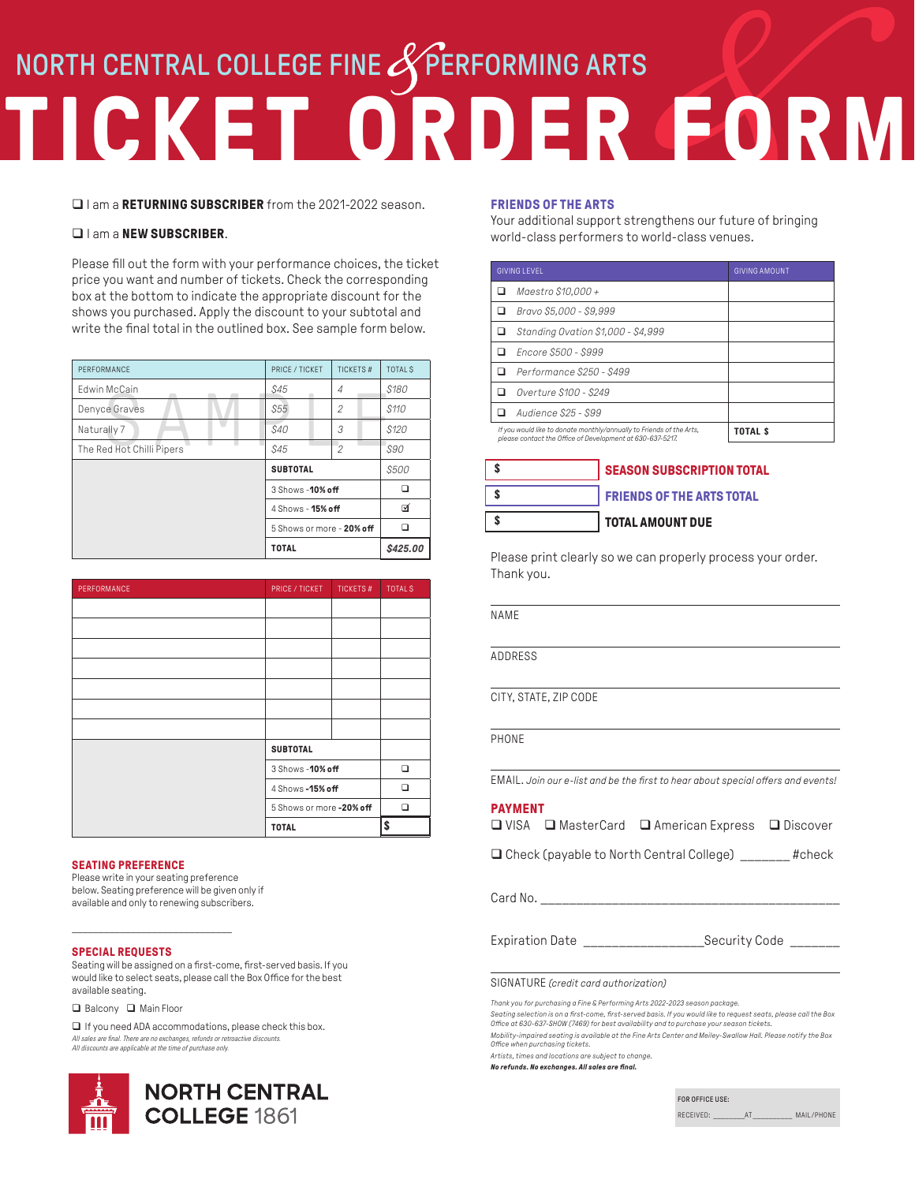NORTH CENTRAL COLLEGE FINE & PERFORMING ARTS

# TICKET ORDER FORM

❑ I am a **RETURNING SUBSCRIBER** from the 2021-2022 season.

❑ I am a **NEW SUBSCRIBER**.

Please fill out the form with your performance choices, the ticket price you want and number of tickets. Check the corresponding box at the bottom to indicate the appropriate discount for the shows you purchased. Apply the discount to your subtotal and write the final total in the outlined box. See sample form below.

| PERFORMANCE | PRICE / TICKET | TICKETS # | TOTAL $ |
|---|---|---|---|
| Edwin McCain | $45 | 4 | $180 |
| Denyce Graves | $55 | 2 | $110 |
| Naturally 7 | $40 | 3 | $120 |
| The Red Hot Chilli Pipers | $45 | 2 | $90 |
| | **SUBTOTAL** | | $500 |
| | 3 Shows -**10% off** | | ❑ |
| | 4 Shows - **15% off** | | ☑ |
| | 5 Shows or more - **20% off** | | ❑ |
| | **TOTAL** | | ***$425.00*** |

SAMPLE

| PERFORMANCE | PRICE / TICKET | TICKETS # | TOTAL $ |
|---|---|---|---|
| | | | |
| | | | |
| | | | |
| | | | |
| | | | |
| | | | |
| | | | |
| | **SUBTOTAL** | | |
| | 3 Shows -**10% off** | | ❑ |
| | 4 Shows -**15% off** | | ❑ |
| | 5 Shows or more -**20% off** | | ❑ |
| | **TOTAL** | | $ |

## SEATING PREFERENCE

Please write in your seating preference below. Seating preference will be given only if available and only to renewing subscribers.

___________________________

## SPECIAL REQUESTS

Seating will be assigned on a first-come, first-served basis. If you would like to select seats, please call the Box Office for the best available seating.

❑ Balcony ❑ Main Floor

❑ If you need ADA accommodations, please check this box.

*All sales are final. There are no exchanges, refunds or retroactive discounts.*
*All discounts are applicable at the time of purchase only.*

## FRIENDS OF THE ARTS

Your additional support strengthens our future of bringing world-class performers to world-class venues.

| GIVING LEVEL | GIVING AMOUNT |
|---|---|
| ❑ *Maestro $10,000 +* | |
| ❑ *Bravo $5,000 - $9,999* | |
| ❑ *Standing Ovation $1,000 - $4,999* | |
| ❑ *Encore $500 - $999* | |
| ❑ *Performance $250 - $499* | |
| ❑ *Overture $100 - $249* | |
| ❑ *Audience $25 - $99* | |
| *If you would like to donate monthly/annually to Friends of the Arts, please contact the Office of Development at 630-637-5217.* | **TOTAL $** |

$ ________ **SEASON SUBSCRIPTION TOTAL**

$ ________ **FRIENDS OF THE ARTS TOTAL**

$ ________ **TOTAL AMOUNT DUE**

Please print clearly so we can properly process your order. Thank you.

NAME

ADDRESS

CITY, STATE, ZIP CODE

PHONE

EMAIL. *Join our e-list and be the first to hear about special offers and events!*

## PAYMENT

❑ VISA ❑ MasterCard ❑ American Express ❑ Discover

❑ Check (payable to North Central College) _______ #check

Card No. ___________________________________________

Expiration Date _________________Security Code _______

SIGNATURE *(credit card authorization)*

*Thank you for purchasing a Fine & Performing Arts 2022-2023 season package.*

*Seating selection is on a first-come, first-served basis. If you would like to request seats, please call the Box Office at 630-637-SHOW (7469) for best availability and to purchase your season tickets.*

*Mobility-impaired seating is available at the Fine Arts Center and Meiley-Swallow Hall. Please notify the Box Office when purchasing tickets.*

*Artists, times and locations are subject to change.*

***No refunds. No exchanges. All sales are final.***

NORTH CENTRAL COLLEGE 1861

FOR OFFICE USE:
RECEIVED: ________AT__________ MAIL/PHONE